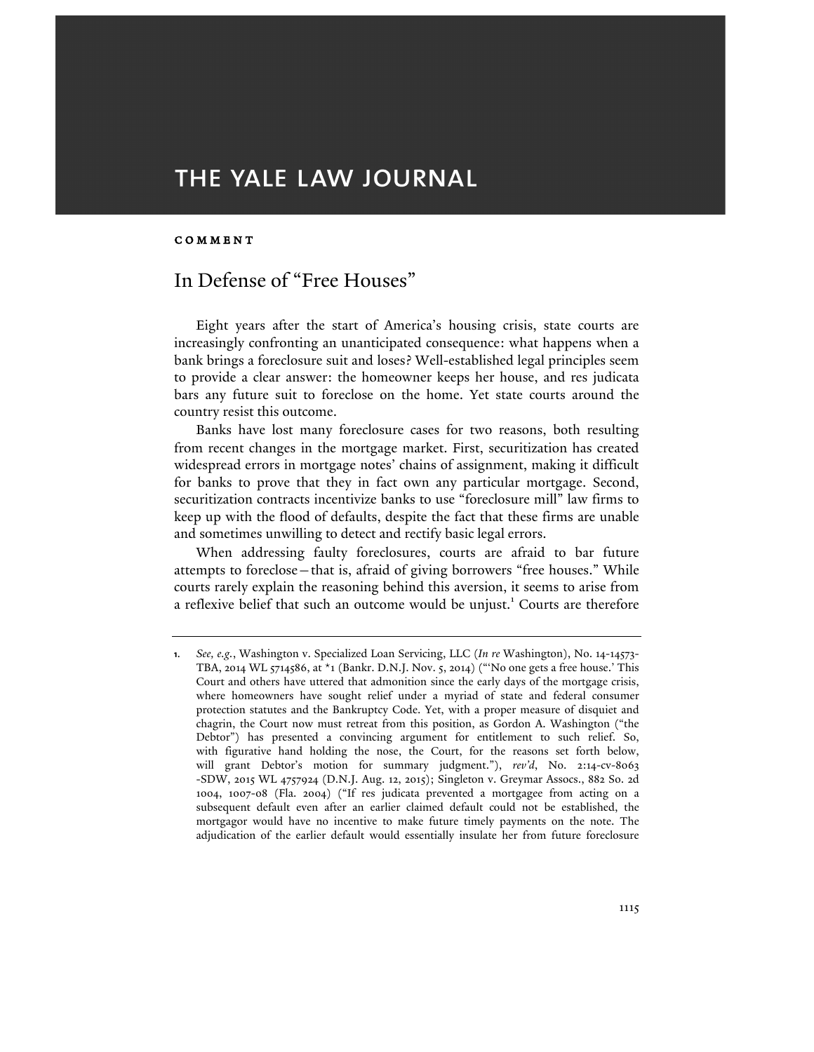THE YALE LAW JOURNAL

COMMENT

# In Defense of "Free Houses"

Eight years after the start of America's housing crisis, state courts are increasingly confronting an unanticipated consequence: what happens when a bank brings a foreclosure suit and loses? Well-established legal principles seem to provide a clear answer: the homeowner keeps her house, and res judicata bars any future suit to foreclose on the home. Yet state courts around the country resist this outcome.

Banks have lost many foreclosure cases for two reasons, both resulting from recent changes in the mortgage market. First, securitization has created widespread errors in mortgage notes' chains of assignment, making it difficult for banks to prove that they in fact own any particular mortgage. Second, securitization contracts incentivize banks to use "foreclosure mill" law firms to keep up with the flood of defaults, despite the fact that these firms are unable and sometimes unwilling to detect and rectify basic legal errors.

When addressing faulty foreclosures, courts are afraid to bar future attempts to foreclose—that is, afraid of giving borrowers "free houses." While courts rarely explain the reasoning behind this aversion, it seems to arise from a reflexive belief that such an outcome would be unjust.[1] Courts are therefore

1. *See, e.g.*, Washington v. Specialized Loan Servicing, LLC (*In re* Washington), No. 14-14573-TBA, 2014 WL 5714586, at *1 (Bankr. D.N.J. Nov. 5, 2014) ("'No one gets a free house.' This Court and others have uttered that admonition since the early days of the mortgage crisis, where homeowners have sought relief under a myriad of state and federal consumer protection statutes and the Bankruptcy Code. Yet, with a proper measure of disquiet and chagrin, the Court now must retreat from this position, as Gordon A. Washington ("the Debtor") has presented a convincing argument for entitlement to such relief. So, with figurative hand holding the nose, the Court, for the reasons set forth below, will grant Debtor's motion for summary judgment."), *rev'd*, No. 2:14-cv-8063 -SDW, 2015 WL 4757924 (D.N.J. Aug. 12, 2015); Singleton v. Greymar Assocs., 882 So. 2d 1004, 1007-08 (Fla. 2004) ("If res judicata prevented a mortgagee from acting on a subsequent default even after an earlier claimed default could not be established, the mortgagor would have no incentive to make future timely payments on the note. The adjudication of the earlier default would essentially insulate her from future foreclosure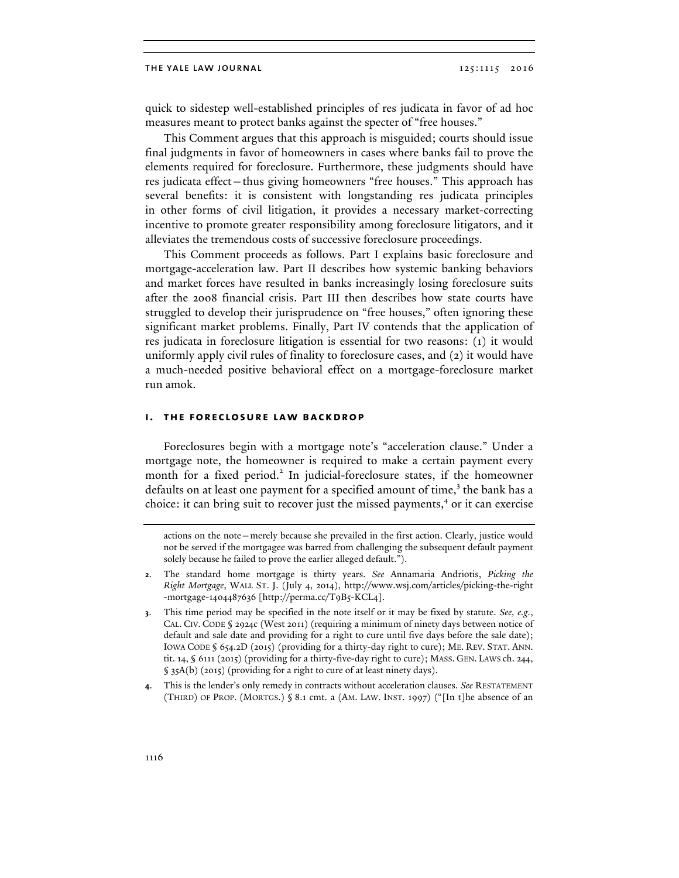quick to sidestep well-established principles of res judicata in favor of ad hoc measures meant to protect banks against the specter of "free houses."

This Comment argues that this approach is misguided; courts should issue final judgments in favor of homeowners in cases where banks fail to prove the elements required for foreclosure. Furthermore, these judgments should have res judicata effect—thus giving homeowners "free houses." This approach has several benefits: it is consistent with longstanding res judicata principles in other forms of civil litigation, it provides a necessary market-correcting incentive to promote greater responsibility among foreclosure litigators, and it alleviates the tremendous costs of successive foreclosure proceedings.

This Comment proceeds as follows. Part I explains basic foreclosure and mortgage-acceleration law. Part II describes how systemic banking behaviors and market forces have resulted in banks increasingly losing foreclosure suits after the 2008 financial crisis. Part III then describes how state courts have struggled to develop their jurisprudence on "free houses," often ignoring these significant market problems. Finally, Part IV contends that the application of res judicata in foreclosure litigation is essential for two reasons: (1) it would uniformly apply civil rules of finality to foreclosure cases, and (2) it would have a much-needed positive behavioral effect on a mortgage-foreclosure market run amok.

## I. THE FORECLOSURE LAW BACKDROP

Foreclosures begin with a mortgage note's "acceleration clause." Under a mortgage note, the homeowner is required to make a certain payment every month for a fixed period.[2] In judicial-foreclosure states, if the homeowner defaults on at least one payment for a specified amount of time,[3] the bank has a choice: it can bring suit to recover just the missed payments,[4] or it can exercise

---

actions on the note—merely because she prevailed in the first action. Clearly, justice would not be served if the mortgagee was barred from challenging the subsequent default payment solely because he failed to prove the earlier alleged default.").

2. The standard home mortgage is thirty years. *See* Annamaria Andriotis, *Picking the Right Mortgage*, WALL ST. J. (July 4, 2014), http://www.wsj.com/articles/picking-the-right-mortgage-1404487636 [http://perma.cc/T9B5-KCL4].

3. This time period may be specified in the note itself or it may be fixed by statute. *See, e.g.*, CAL. CIV. CODE § 2924c (West 2011) (requiring a minimum of ninety days between notice of default and sale date and providing for a right to cure until five days before the sale date); IOWA CODE § 654.2D (2015) (providing for a thirty-day right to cure); ME. REV. STAT. ANN. tit. 14, § 6111 (2015) (providing for a thirty-five-day right to cure); MASS. GEN. LAWS ch. 244, § 35A(b) (2015) (providing for a right to cure of at least ninety days).

4. This is the lender's only remedy in contracts without acceleration clauses. *See* RESTATEMENT (THIRD) OF PROP. (MORTGS.) § 8.1 cmt. a (AM. LAW. INST. 1997) ("[In t]he absence of an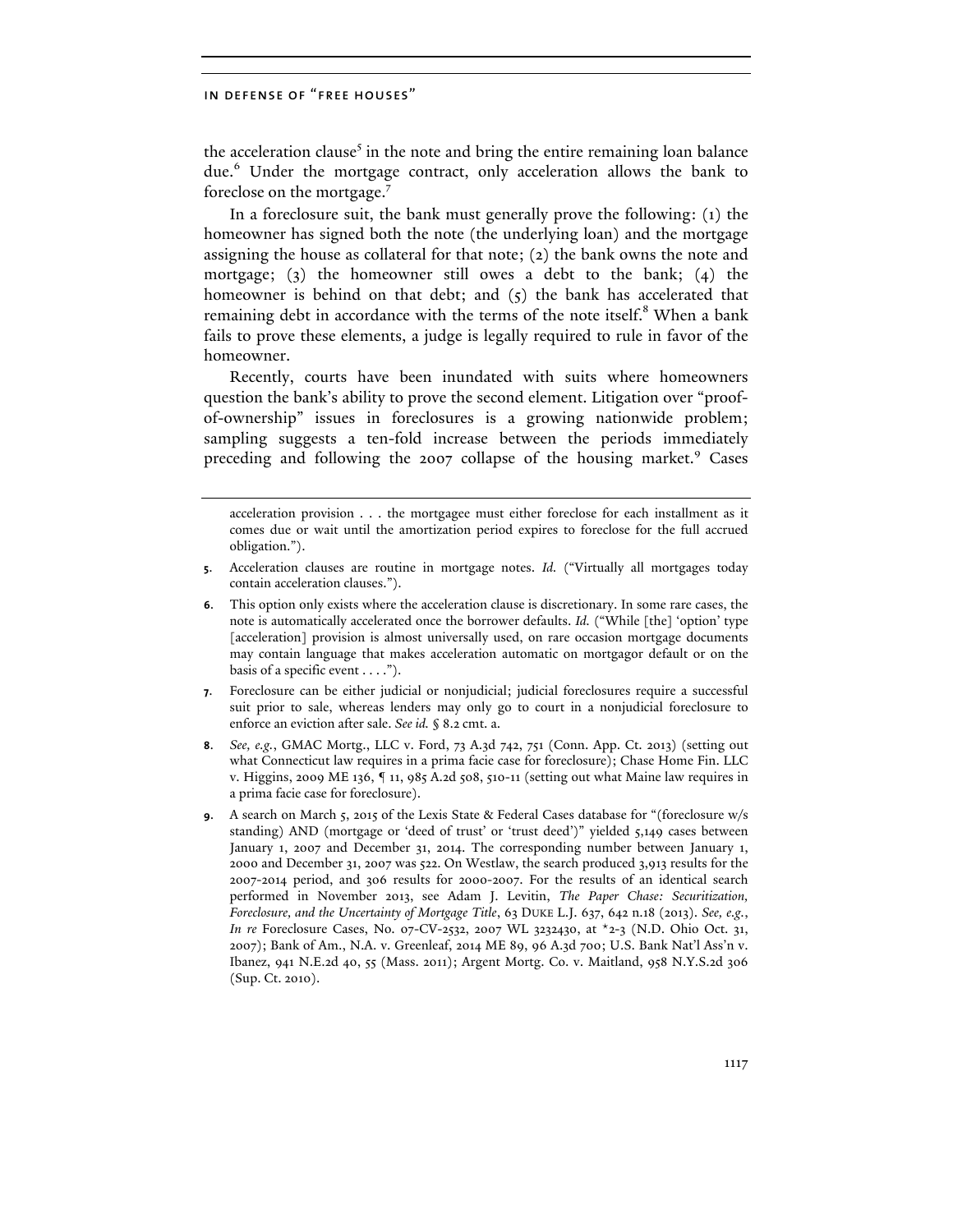the acceleration clause[5] in the note and bring the entire remaining loan balance due.[6] Under the mortgage contract, only acceleration allows the bank to foreclose on the mortgage.[7]

In a foreclosure suit, the bank must generally prove the following: (1) the homeowner has signed both the note (the underlying loan) and the mortgage assigning the house as collateral for that note; (2) the bank owns the note and mortgage; (3) the homeowner still owes a debt to the bank; (4) the homeowner is behind on that debt; and (5) the bank has accelerated that remaining debt in accordance with the terms of the note itself.[8] When a bank fails to prove these elements, a judge is legally required to rule in favor of the homeowner.

Recently, courts have been inundated with suits where homeowners question the bank's ability to prove the second element. Litigation over "proof-of-ownership" issues in foreclosures is a growing nationwide problem; sampling suggests a ten-fold increase between the periods immediately preceding and following the 2007 collapse of the housing market.[9] Cases

---

acceleration provision . . . the mortgagee must either foreclose for each installment as it comes due or wait until the amortization period expires to foreclose for the full accrued obligation.").

5. Acceleration clauses are routine in mortgage notes. *Id.* ("Virtually all mortgages today contain acceleration clauses.").

6. This option only exists where the acceleration clause is discretionary. In some rare cases, the note is automatically accelerated once the borrower defaults. *Id.* ("While [the] 'option' type [acceleration] provision is almost universally used, on rare occasion mortgage documents may contain language that makes acceleration automatic on mortgagor default or on the basis of a specific event . . . .").

7. Foreclosure can be either judicial or nonjudicial; judicial foreclosures require a successful suit prior to sale, whereas lenders may only go to court in a nonjudicial foreclosure to enforce an eviction after sale. *See id.* § 8.2 cmt. a.

8. *See, e.g.*, GMAC Mortg., LLC v. Ford, 73 A.3d 742, 751 (Conn. App. Ct. 2013) (setting out what Connecticut law requires in a prima facie case for foreclosure); Chase Home Fin. LLC v. Higgins, 2009 ME 136, ¶ 11, 985 A.2d 508, 510-11 (setting out what Maine law requires in a prima facie case for foreclosure).

9. A search on March 5, 2015 of the Lexis State & Federal Cases database for "(foreclosure w/s standing) AND (mortgage or 'deed of trust' or 'trust deed')" yielded 5,149 cases between January 1, 2007 and December 31, 2014. The corresponding number between January 1, 2000 and December 31, 2007 was 522. On Westlaw, the search produced 3,913 results for the 2007-2014 period, and 306 results for 2000-2007. For the results of an identical search performed in November 2013, see Adam J. Levitin, *The Paper Chase: Securitization, Foreclosure, and the Uncertainty of Mortgage Title*, 63 DUKE L.J. 637, 642 n.18 (2013). *See, e.g.*, *In re* Foreclosure Cases, No. 07-CV-2532, 2007 WL 3232430, at *2-3 (N.D. Ohio Oct. 31, 2007); Bank of Am., N.A. v. Greenleaf, 2014 ME 89, 96 A.3d 700; U.S. Bank Nat'l Ass'n v. Ibanez, 941 N.E.2d 40, 55 (Mass. 2011); Argent Mortg. Co. v. Maitland, 958 N.Y.S.2d 306 (Sup. Ct. 2010).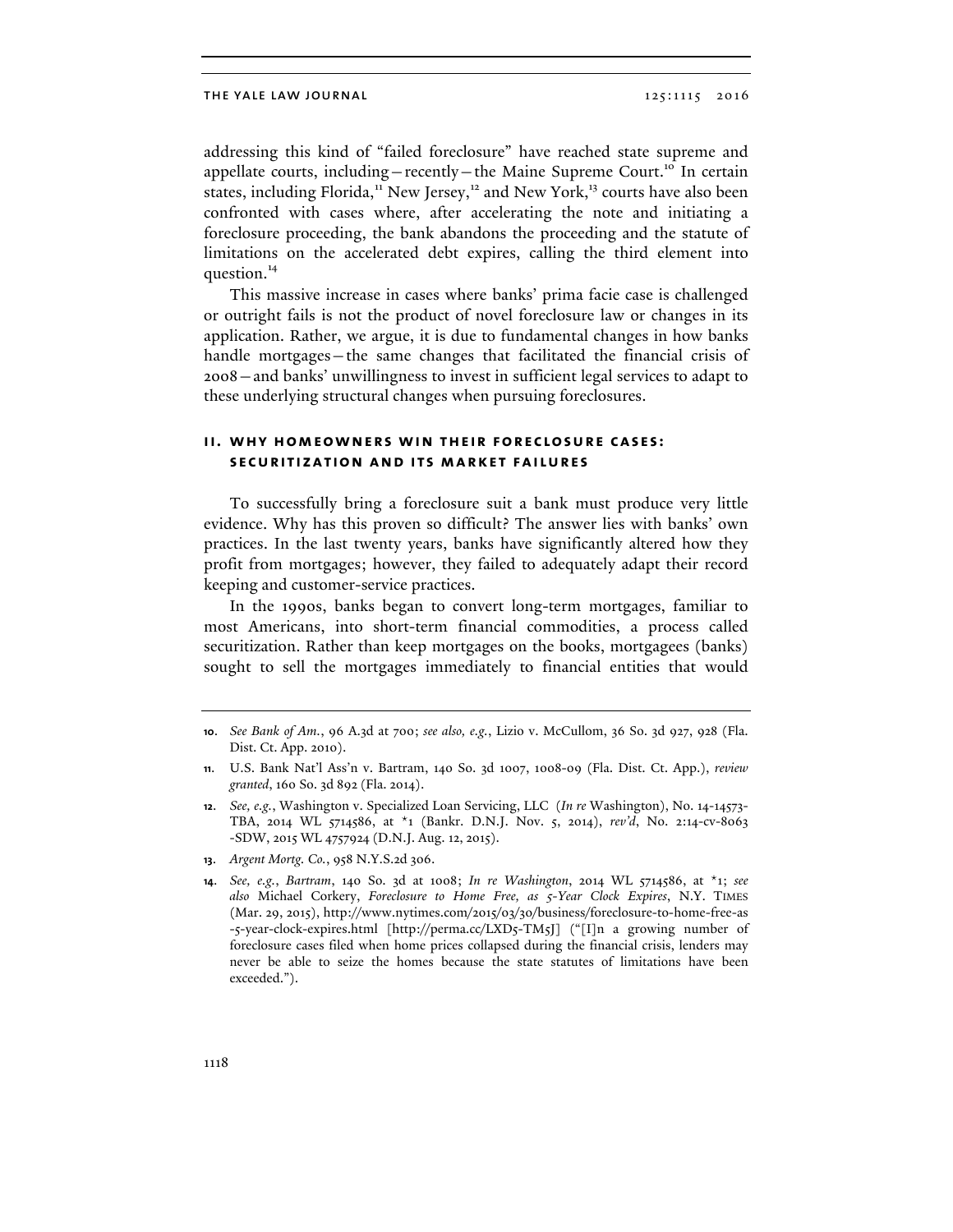addressing this kind of "failed foreclosure" have reached state supreme and appellate courts, including—recently—the Maine Supreme Court.[10] In certain states, including Florida,[11] New Jersey,[12] and New York,[13] courts have also been confronted with cases where, after accelerating the note and initiating a foreclosure proceeding, the bank abandons the proceeding and the statute of limitations on the accelerated debt expires, calling the third element into question.[14]

This massive increase in cases where banks' prima facie case is challenged or outright fails is not the product of novel foreclosure law or changes in its application. Rather, we argue, it is due to fundamental changes in how banks handle mortgages—the same changes that facilitated the financial crisis of 2008—and banks' unwillingness to invest in sufficient legal services to adapt to these underlying structural changes when pursuing foreclosures.

## II. WHY HOMEOWNERS WIN THEIR FORECLOSURE CASES: SECURITIZATION AND ITS MARKET FAILURES

To successfully bring a foreclosure suit a bank must produce very little evidence. Why has this proven so difficult? The answer lies with banks' own practices. In the last twenty years, banks have significantly altered how they profit from mortgages; however, they failed to adequately adapt their record keeping and customer-service practices.

In the 1990s, banks began to convert long-term mortgages, familiar to most Americans, into short-term financial commodities, a process called securitization. Rather than keep mortgages on the books, mortgagees (banks) sought to sell the mortgages immediately to financial entities that would

---

**10**. *See Bank of Am.*, 96 A.3d at 700; *see also, e.g.*, Lizio v. McCullom, 36 So. 3d 927, 928 (Fla. Dist. Ct. App. 2010).

**11**. U.S. Bank Nat'l Ass'n v. Bartram, 140 So. 3d 1007, 1008-09 (Fla. Dist. Ct. App.), *review granted*, 160 So. 3d 892 (Fla. 2014).

**12**. *See, e.g.*, Washington v. Specialized Loan Servicing, LLC (*In re* Washington), No. 14-14573-TBA, 2014 WL 5714586, at *1 (Bankr. D.N.J. Nov. 5, 2014), *rev'd*, No. 2:14-cv-8063-SDW, 2015 WL 4757924 (D.N.J. Aug. 12, 2015).

**13**. *Argent Mortg. Co.*, 958 N.Y.S.2d 306.

**14**. *See, e.g.*, *Bartram*, 140 So. 3d at 1008; *In re Washington*, 2014 WL 5714586, at *1; *see also* Michael Corkery, *Foreclosure to Home Free, as 5-Year Clock Expires*, N.Y. TIMES (Mar. 29, 2015), http://www.nytimes.com/2015/03/30/business/foreclosure-to-home-free-as-5-year-clock-expires.html [http://perma.cc/LXD5-TM5J] ("[I]n a growing number of foreclosure cases filed when home prices collapsed during the financial crisis, lenders may never be able to seize the homes because the state statutes of limitations have been exceeded.").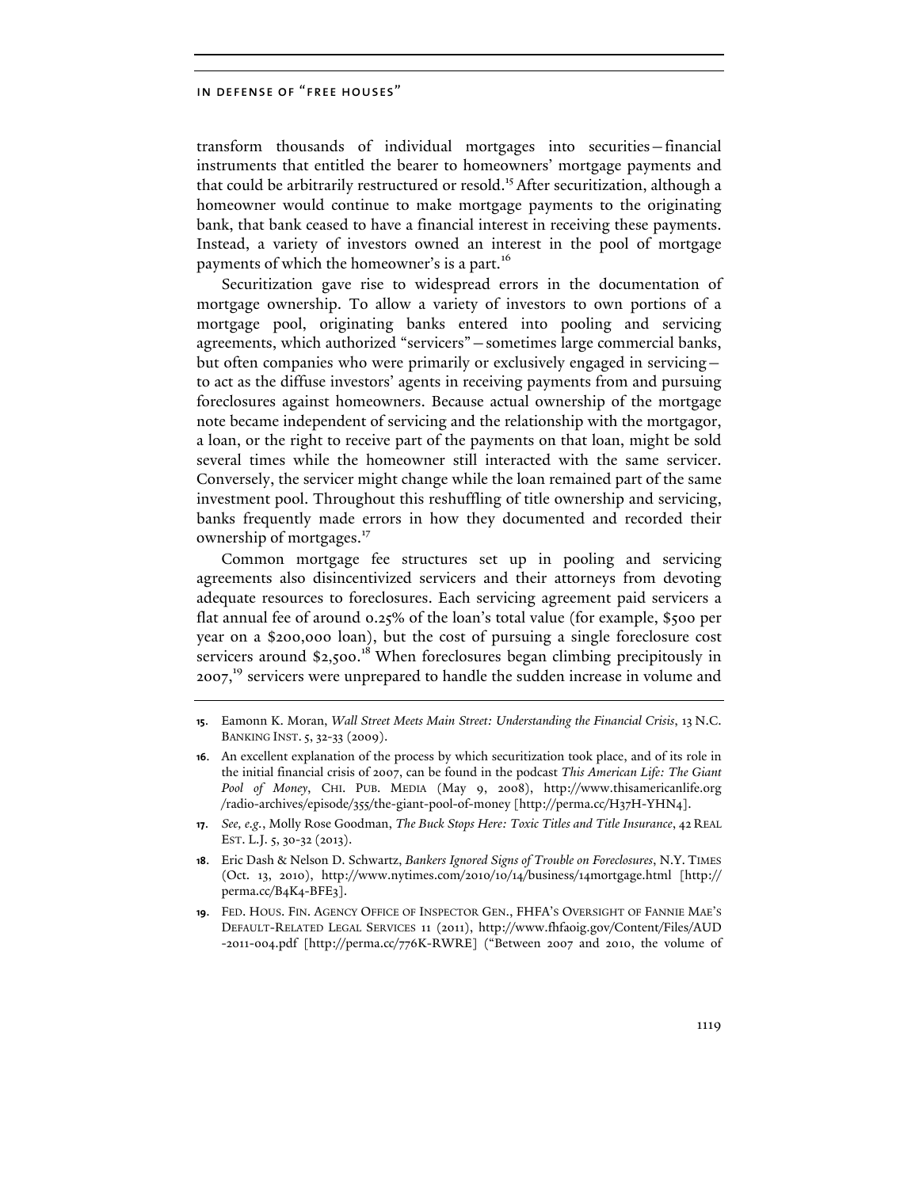transform thousands of individual mortgages into securities—financial instruments that entitled the bearer to homeowners' mortgage payments and that could be arbitrarily restructured or resold.[15] After securitization, although a homeowner would continue to make mortgage payments to the originating bank, that bank ceased to have a financial interest in receiving these payments. Instead, a variety of investors owned an interest in the pool of mortgage payments of which the homeowner's is a part.[16]

Securitization gave rise to widespread errors in the documentation of mortgage ownership. To allow a variety of investors to own portions of a mortgage pool, originating banks entered into pooling and servicing agreements, which authorized "servicers"—sometimes large commercial banks, but often companies who were primarily or exclusively engaged in servicing—to act as the diffuse investors' agents in receiving payments from and pursuing foreclosures against homeowners. Because actual ownership of the mortgage note became independent of servicing and the relationship with the mortgagor, a loan, or the right to receive part of the payments on that loan, might be sold several times while the homeowner still interacted with the same servicer. Conversely, the servicer might change while the loan remained part of the same investment pool. Throughout this reshuffling of title ownership and servicing, banks frequently made errors in how they documented and recorded their ownership of mortgages.[17]

Common mortgage fee structures set up in pooling and servicing agreements also disincentivized servicers and their attorneys from devoting adequate resources to foreclosures. Each servicing agreement paid servicers a flat annual fee of around 0.25% of the loan's total value (for example, $500 per year on a $200,000 loan), but the cost of pursuing a single foreclosure cost servicers around $2,500.[18] When foreclosures began climbing precipitously in 2007,[19] servicers were unprepared to handle the sudden increase in volume and

---

15. Eamonn K. Moran, *Wall Street Meets Main Street: Understanding the Financial Crisis*, 13 N.C. BANKING INST. 5, 32-33 (2009).

16. An excellent explanation of the process by which securitization took place, and of its role in the initial financial crisis of 2007, can be found in the podcast *This American Life: The Giant Pool of Money*, CHI. PUB. MEDIA (May 9, 2008), http://www.thisamericanlife.org/radio-archives/episode/355/the-giant-pool-of-money [http://perma.cc/H37H-YHN4].

17. *See, e.g.*, Molly Rose Goodman, *The Buck Stops Here: Toxic Titles and Title Insurance*, 42 REAL EST. L.J. 5, 30-32 (2013).

18. Eric Dash & Nelson D. Schwartz, *Bankers Ignored Signs of Trouble on Foreclosures*, N.Y. TIMES (Oct. 13, 2010), http://www.nytimes.com/2010/10/14/business/14mortgage.html [http://perma.cc/B4K4-BFE3].

19. FED. HOUS. FIN. AGENCY OFFICE OF INSPECTOR GEN., FHFA'S OVERSIGHT OF FANNIE MAE'S DEFAULT-RELATED LEGAL SERVICES 11 (2011), http://www.fhfaoig.gov/Content/Files/AUD-2011-004.pdf [http://perma.cc/776K-RWRE] ("Between 2007 and 2010, the volume of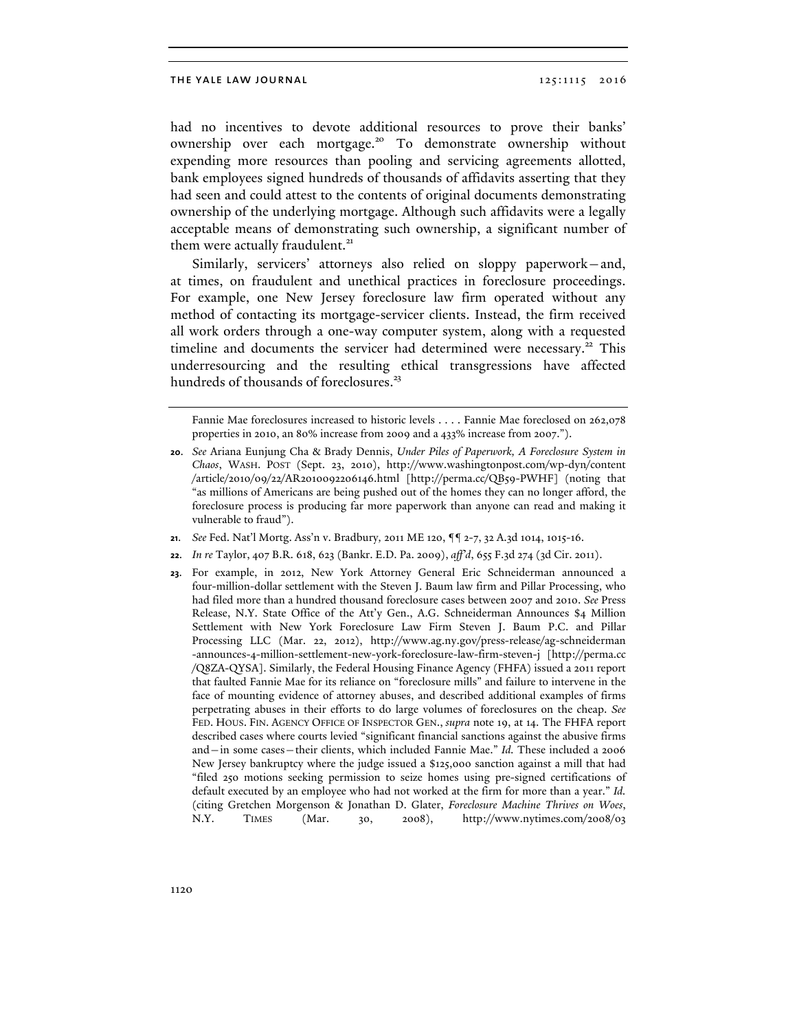had no incentives to devote additional resources to prove their banks' ownership over each mortgage.[20] To demonstrate ownership without expending more resources than pooling and servicing agreements allotted, bank employees signed hundreds of thousands of affidavits asserting that they had seen and could attest to the contents of original documents demonstrating ownership of the underlying mortgage. Although such affidavits were a legally acceptable means of demonstrating such ownership, a significant number of them were actually fraudulent.[21]

Similarly, servicers' attorneys also relied on sloppy paperwork—and, at times, on fraudulent and unethical practices in foreclosure proceedings. For example, one New Jersey foreclosure law firm operated without any method of contacting its mortgage-servicer clients. Instead, the firm received all work orders through a one-way computer system, along with a requested timeline and documents the servicer had determined were necessary.[22] This underresourcing and the resulting ethical transgressions have affected hundreds of thousands of foreclosures.[23]

---

Fannie Mae foreclosures increased to historic levels . . . . Fannie Mae foreclosed on 262,078 properties in 2010, an 80% increase from 2009 and a 433% increase from 2007.").

20. *See* Ariana Eunjung Cha & Brady Dennis, *Under Piles of Paperwork, A Foreclosure System in Chaos*, WASH. POST (Sept. 23, 2010), http://www.washingtonpost.com/wp-dyn/content/article/2010/09/22/AR2010092206146.html [http://perma.cc/QB59-PWHF] (noting that "as millions of Americans are being pushed out of the homes they can no longer afford, the foreclosure process is producing far more paperwork than anyone can read and making it vulnerable to fraud").

21. *See* Fed. Nat'l Mortg. Ass'n v. Bradbury, 2011 ME 120, ¶¶ 2-7, 32 A.3d 1014, 1015-16.

22. *In re* Taylor, 407 B.R. 618, 623 (Bankr. E.D. Pa. 2009), *aff'd*, 655 F.3d 274 (3d Cir. 2011).

23. For example, in 2012, New York Attorney General Eric Schneiderman announced a four-million-dollar settlement with the Steven J. Baum law firm and Pillar Processing, who had filed more than a hundred thousand foreclosure cases between 2007 and 2010. *See* Press Release, N.Y. State Office of the Att'y Gen., A.G. Schneiderman Announces $4 Million Settlement with New York Foreclosure Law Firm Steven J. Baum P.C. and Pillar Processing LLC (Mar. 22, 2012), http://www.ag.ny.gov/press-release/ag-schneiderman-announces-4-million-settlement-new-york-foreclosure-law-firm-steven-j [http://perma.cc/Q8ZA-QYSA]. Similarly, the Federal Housing Finance Agency (FHFA) issued a 2011 report that faulted Fannie Mae for its reliance on "foreclosure mills" and failure to intervene in the face of mounting evidence of attorney abuses, and described additional examples of firms perpetrating abuses in their efforts to do large volumes of foreclosures on the cheap. *See* FED. HOUS. FIN. AGENCY OFFICE OF INSPECTOR GEN., *supra* note 19, at 14. The FHFA report described cases where courts levied "significant financial sanctions against the abusive firms and—in some cases—their clients, which included Fannie Mae." *Id.* These included a 2006 New Jersey bankruptcy where the judge issued a $125,000 sanction against a mill that had "filed 250 motions seeking permission to seize homes using pre-signed certifications of default executed by an employee who had not worked at the firm for more than a year." *Id.* (citing Gretchen Morgenson & Jonathan D. Glater, *Foreclosure Machine Thrives on Woes*, N.Y. TIMES (Mar. 30, 2008), http://www.nytimes.com/2008/03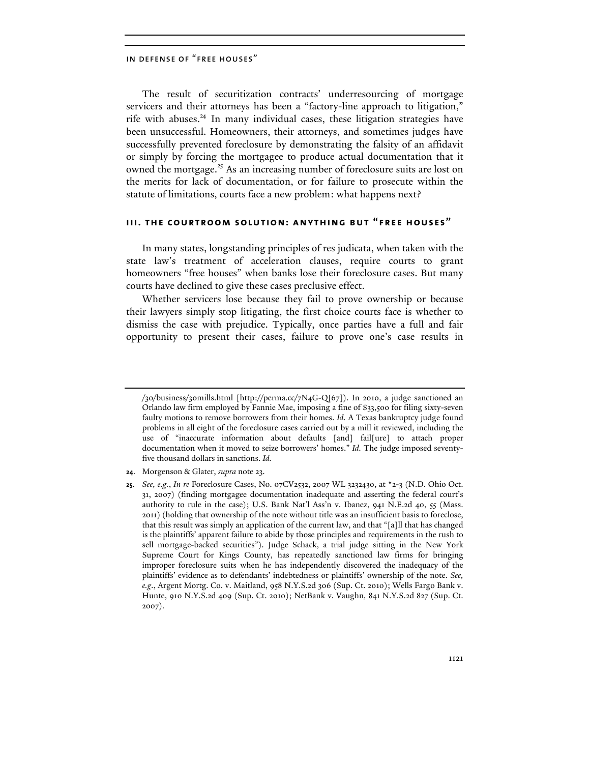The result of securitization contracts' underresourcing of mortgage servicers and their attorneys has been a "factory-line approach to litigation," rife with abuses.[24] In many individual cases, these litigation strategies have been unsuccessful. Homeowners, their attorneys, and sometimes judges have successfully prevented foreclosure by demonstrating the falsity of an affidavit or simply by forcing the mortgagee to produce actual documentation that it owned the mortgage.[25] As an increasing number of foreclosure suits are lost on the merits for lack of documentation, or for failure to prosecute within the statute of limitations, courts face a new problem: what happens next?

## III. THE COURTROOM SOLUTION: ANYTHING BUT "FREE HOUSES"

In many states, longstanding principles of res judicata, when taken with the state law's treatment of acceleration clauses, require courts to grant homeowners "free houses" when banks lose their foreclosure cases. But many courts have declined to give these cases preclusive effect.

Whether servicers lose because they fail to prove ownership or because their lawyers simply stop litigating, the first choice courts face is whether to dismiss the case with prejudice. Typically, once parties have a full and fair opportunity to present their cases, failure to prove one's case results in

---

/30/business/30mills.html [http://perma.cc/7N4G-QJ67]). In 2010, a judge sanctioned an Orlando law firm employed by Fannie Mae, imposing a fine of $33,500 for filing sixty-seven faulty motions to remove borrowers from their homes. *Id.* A Texas bankruptcy judge found problems in all eight of the foreclosure cases carried out by a mill it reviewed, including the use of "inaccurate information about defaults [and] fail[ure] to attach proper documentation when it moved to seize borrowers' homes." *Id.* The judge imposed seventy-five thousand dollars in sanctions. *Id.*

24. Morgenson & Glater, *supra* note 23.

25. *See, e.g.*, *In re* Foreclosure Cases, No. 07CV2532, 2007 WL 3232430, at *2-3 (N.D. Ohio Oct. 31, 2007) (finding mortgagee documentation inadequate and asserting the federal court's authority to rule in the case); U.S. Bank Nat'l Ass'n v. Ibanez, 941 N.E.2d 40, 55 (Mass. 2011) (holding that ownership of the note without title was an insufficient basis to foreclose, that this result was simply an application of the current law, and that "[a]ll that has changed is the plaintiffs' apparent failure to abide by those principles and requirements in the rush to sell mortgage-backed securities"). Judge Schack, a trial judge sitting in the New York Supreme Court for Kings County, has repeatedly sanctioned law firms for bringing improper foreclosure suits when he has independently discovered the inadequacy of the plaintiffs' evidence as to defendants' indebtedness or plaintiffs' ownership of the note. *See, e.g.*, Argent Mortg. Co. v. Maitland, 958 N.Y.S.2d 306 (Sup. Ct. 2010); Wells Fargo Bank v. Hunte, 910 N.Y.S.2d 409 (Sup. Ct. 2010); NetBank v. Vaughn, 841 N.Y.S.2d 827 (Sup. Ct. 2007).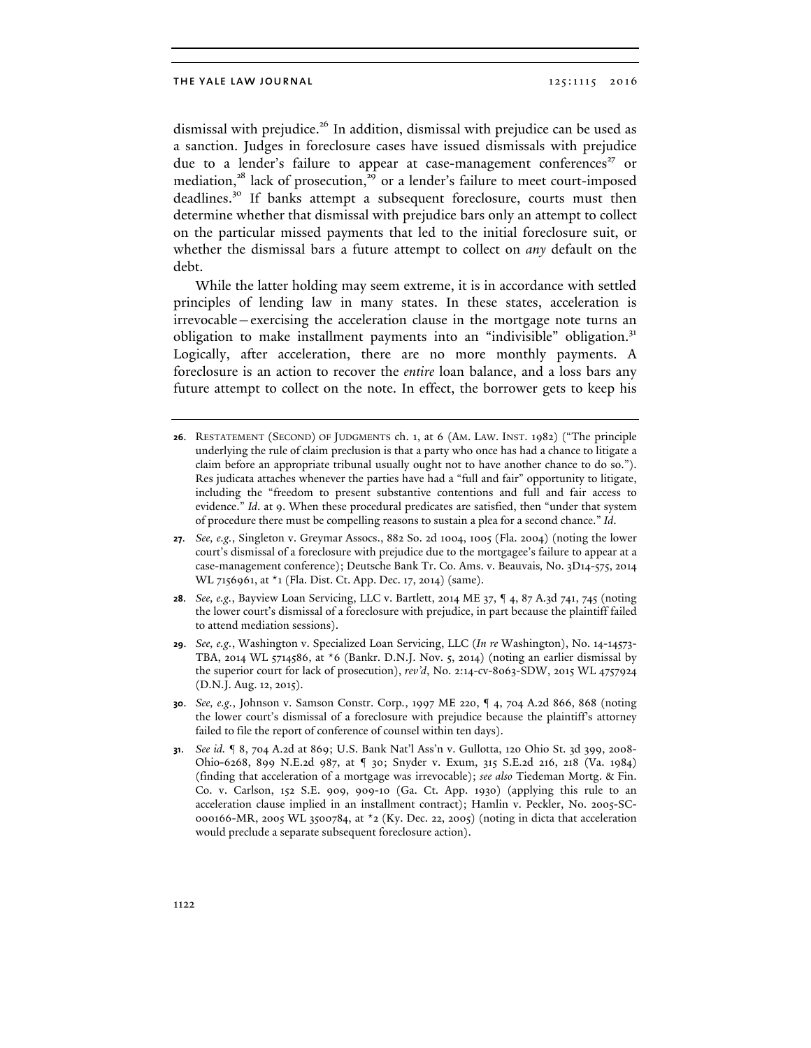dismissal with prejudice.[26] In addition, dismissal with prejudice can be used as a sanction. Judges in foreclosure cases have issued dismissals with prejudice due to a lender's failure to appear at case-management conferences[27] or mediation,[28] lack of prosecution,[29] or a lender's failure to meet court-imposed deadlines.[30] If banks attempt a subsequent foreclosure, courts must then determine whether that dismissal with prejudice bars only an attempt to collect on the particular missed payments that led to the initial foreclosure suit, or whether the dismissal bars a future attempt to collect on *any* default on the debt.

While the latter holding may seem extreme, it is in accordance with settled principles of lending law in many states. In these states, acceleration is irrevocable—exercising the acceleration clause in the mortgage note turns an obligation to make installment payments into an "indivisible" obligation.[31] Logically, after acceleration, there are no more monthly payments. A foreclosure is an action to recover the *entire* loan balance, and a loss bars any future attempt to collect on the note. In effect, the borrower gets to keep his

---

**26.** RESTATEMENT (SECOND) OF JUDGMENTS ch. 1, at 6 (AM. LAW. INST. 1982) ("The principle underlying the rule of claim preclusion is that a party who once has had a chance to litigate a claim before an appropriate tribunal usually ought not to have another chance to do so."). Res judicata attaches whenever the parties have had a "full and fair" opportunity to litigate, including the "freedom to present substantive contentions and full and fair access to evidence." *Id.* at 9. When these procedural predicates are satisfied, then "under that system of procedure there must be compelling reasons to sustain a plea for a second chance." *Id.*

**27.** *See, e.g.*, Singleton v. Greymar Assocs., 882 So. 2d 1004, 1005 (Fla. 2004) (noting the lower court's dismissal of a foreclosure with prejudice due to the mortgagee's failure to appear at a case-management conference); Deutsche Bank Tr. Co. Ams. v. Beauvais, No. 3D14-575, 2014 WL 7156961, at *1 (Fla. Dist. Ct. App. Dec. 17, 2014) (same).

**28.** *See, e.g.*, Bayview Loan Servicing, LLC v. Bartlett, 2014 ME 37, ¶ 4, 87 A.3d 741, 745 (noting the lower court's dismissal of a foreclosure with prejudice, in part because the plaintiff failed to attend mediation sessions).

**29.** *See, e.g.*, Washington v. Specialized Loan Servicing, LLC (*In re* Washington), No. 14-14573-TBA, 2014 WL 5714586, at *6 (Bankr. D.N.J. Nov. 5, 2014) (noting an earlier dismissal by the superior court for lack of prosecution), *rev'd*, No. 2:14-cv-8063-SDW, 2015 WL 4757924 (D.N.J. Aug. 12, 2015).

**30.** *See, e.g.*, Johnson v. Samson Constr. Corp., 1997 ME 220, ¶ 4, 704 A.2d 866, 868 (noting the lower court's dismissal of a foreclosure with prejudice because the plaintiff's attorney failed to file the report of conference of counsel within ten days).

**31.** *See id.* ¶ 8, 704 A.2d at 869; U.S. Bank Nat'l Ass'n v. Gullotta, 120 Ohio St. 3d 399, 2008-Ohio-6268, 899 N.E.2d 987, at ¶ 30; Snyder v. Exum, 315 S.E.2d 216, 218 (Va. 1984) (finding that acceleration of a mortgage was irrevocable); *see also* Tiedeman Mortg. & Fin. Co. v. Carlson, 152 S.E. 909, 909-10 (Ga. Ct. App. 1930) (applying this rule to an acceleration clause implied in an installment contract); Hamlin v. Peckler, No. 2005-SC-000166-MR, 2005 WL 3500784, at *2 (Ky. Dec. 22, 2005) (noting in dicta that acceleration would preclude a separate subsequent foreclosure action).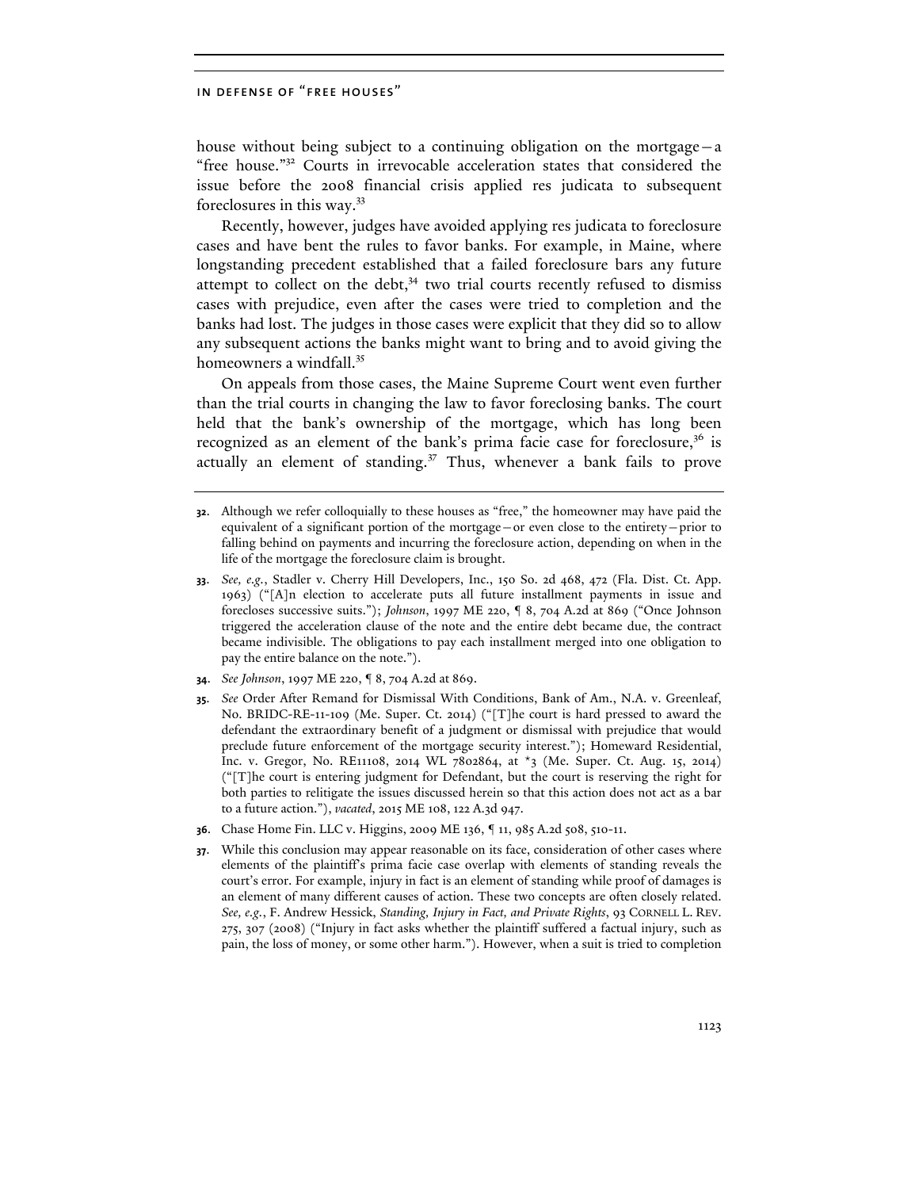house without being subject to a continuing obligation on the mortgage—a "free house."[32] Courts in irrevocable acceleration states that considered the issue before the 2008 financial crisis applied res judicata to subsequent foreclosures in this way.[33]

Recently, however, judges have avoided applying res judicata to foreclosure cases and have bent the rules to favor banks. For example, in Maine, where longstanding precedent established that a failed foreclosure bars any future attempt to collect on the debt,[34] two trial courts recently refused to dismiss cases with prejudice, even after the cases were tried to completion and the banks had lost. The judges in those cases were explicit that they did so to allow any subsequent actions the banks might want to bring and to avoid giving the homeowners a windfall.[35]

On appeals from those cases, the Maine Supreme Court went even further than the trial courts in changing the law to favor foreclosing banks. The court held that the bank's ownership of the mortgage, which has long been recognized as an element of the bank's prima facie case for foreclosure,[36] is actually an element of standing.[37] Thus, whenever a bank fails to prove

---

32. Although we refer colloquially to these houses as "free," the homeowner may have paid the equivalent of a significant portion of the mortgage—or even close to the entirety—prior to falling behind on payments and incurring the foreclosure action, depending on when in the life of the mortgage the foreclosure claim is brought.

33. *See, e.g.*, Stadler v. Cherry Hill Developers, Inc., 150 So. 2d 468, 472 (Fla. Dist. Ct. App. 1963) ("[A]n election to accelerate puts all future installment payments in issue and forecloses successive suits."); *Johnson*, 1997 ME 220, ¶ 8, 704 A.2d at 869 ("Once Johnson triggered the acceleration clause of the note and the entire debt became due, the contract became indivisible. The obligations to pay each installment merged into one obligation to pay the entire balance on the note.").

34. *See Johnson*, 1997 ME 220, ¶ 8, 704 A.2d at 869.

35. *See* Order After Remand for Dismissal With Conditions, Bank of Am., N.A. v. Greenleaf, No. BRIDC-RE-11-109 (Me. Super. Ct. 2014) ("[T]he court is hard pressed to award the defendant the extraordinary benefit of a judgment or dismissal with prejudice that would preclude future enforcement of the mortgage security interest."); Homeward Residential, Inc. v. Gregor, No. RE11108, 2014 WL 7802864, at *3 (Me. Super. Ct. Aug. 15, 2014) ("[T]he court is entering judgment for Defendant, but the court is reserving the right for both parties to relitigate the issues discussed herein so that this action does not act as a bar to a future action."), *vacated*, 2015 ME 108, 122 A.3d 947.

36. Chase Home Fin. LLC v. Higgins, 2009 ME 136, ¶ 11, 985 A.2d 508, 510-11.

37. While this conclusion may appear reasonable on its face, consideration of other cases where elements of the plaintiff's prima facie case overlap with elements of standing reveals the court's error. For example, injury in fact is an element of standing while proof of damages is an element of many different causes of action. These two concepts are often closely related. *See, e.g.*, F. Andrew Hessick, *Standing, Injury in Fact, and Private Rights*, 93 CORNELL L. REV. 275, 307 (2008) ("Injury in fact asks whether the plaintiff suffered a factual injury, such as pain, the loss of money, or some other harm."). However, when a suit is tried to completion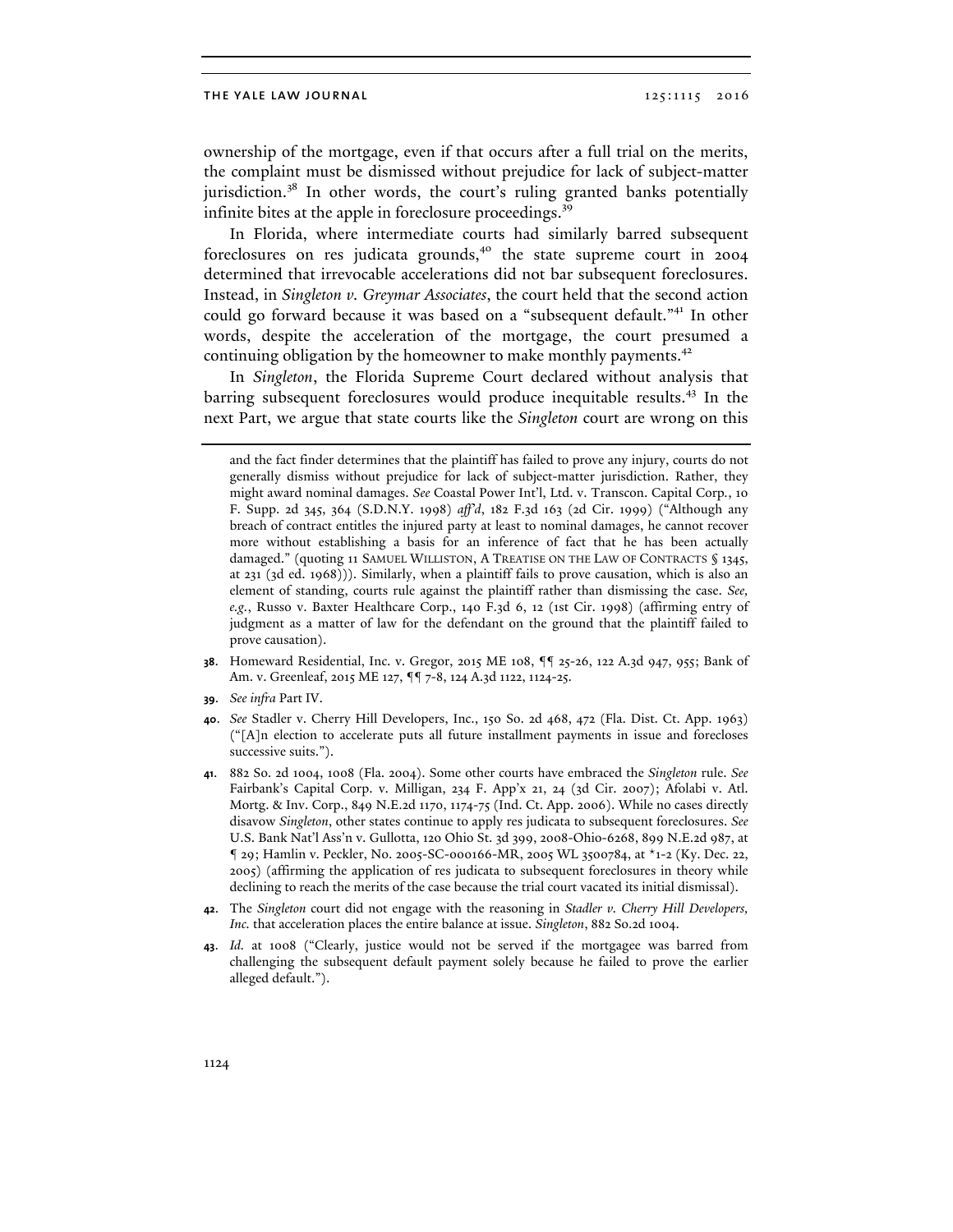ownership of the mortgage, even if that occurs after a full trial on the merits, the complaint must be dismissed without prejudice for lack of subject-matter jurisdiction.[38] In other words, the court's ruling granted banks potentially infinite bites at the apple in foreclosure proceedings.[39]

In Florida, where intermediate courts had similarly barred subsequent foreclosures on res judicata grounds,[40] the state supreme court in 2004 determined that irrevocable accelerations did not bar subsequent foreclosures. Instead, in *Singleton v. Greymar Associates*, the court held that the second action could go forward because it was based on a "subsequent default."[41] In other words, despite the acceleration of the mortgage, the court presumed a continuing obligation by the homeowner to make monthly payments.[42]

In *Singleton*, the Florida Supreme Court declared without analysis that barring subsequent foreclosures would produce inequitable results.[43] In the next Part, we argue that state courts like the *Singleton* court are wrong on this

---

and the fact finder determines that the plaintiff has failed to prove any injury, courts do not generally dismiss without prejudice for lack of subject-matter jurisdiction. Rather, they might award nominal damages. *See* Coastal Power Int'l, Ltd. v. Transcon. Capital Corp., 10 F. Supp. 2d 345, 364 (S.D.N.Y. 1998) *aff'd*, 182 F.3d 163 (2d Cir. 1999) ("Although any breach of contract entitles the injured party at least to nominal damages, he cannot recover more without establishing a basis for an inference of fact that he has been actually damaged." (quoting 11 SAMUEL WILLISTON, A TREATISE ON THE LAW OF CONTRACTS § 1345, at 231 (3d ed. 1968))). Similarly, when a plaintiff fails to prove causation, which is also an element of standing, courts rule against the plaintiff rather than dismissing the case. *See, e.g.*, Russo v. Baxter Healthcare Corp., 140 F.3d 6, 12 (1st Cir. 1998) (affirming entry of judgment as a matter of law for the defendant on the ground that the plaintiff failed to prove causation).

38. Homeward Residential, Inc. v. Gregor, 2015 ME 108, ¶¶ 25-26, 122 A.3d 947, 955; Bank of Am. v. Greenleaf, 2015 ME 127, ¶¶ 7-8, 124 A.3d 1122, 1124-25.

39. *See infra* Part IV.

40. *See* Stadler v. Cherry Hill Developers, Inc., 150 So. 2d 468, 472 (Fla. Dist. Ct. App. 1963) ("[A]n election to accelerate puts all future installment payments in issue and forecloses successive suits.").

41. 882 So. 2d 1004, 1008 (Fla. 2004). Some other courts have embraced the *Singleton* rule. *See* Fairbank's Capital Corp. v. Milligan, 234 F. App'x 21, 24 (3d Cir. 2007); Afolabi v. Atl. Mortg. & Inv. Corp., 849 N.E.2d 1170, 1174-75 (Ind. Ct. App. 2006). While no cases directly disavow *Singleton*, other states continue to apply res judicata to subsequent foreclosures. *See* U.S. Bank Nat'l Ass'n v. Gullotta, 120 Ohio St. 3d 399, 2008-Ohio-6268, 899 N.E.2d 987, at ¶ 29; Hamlin v. Peckler, No. 2005-SC-000166-MR, 2005 WL 3500784, at *1-2 (Ky. Dec. 22, 2005) (affirming the application of res judicata to subsequent foreclosures in theory while declining to reach the merits of the case because the trial court vacated its initial dismissal).

42. The *Singleton* court did not engage with the reasoning in *Stadler v. Cherry Hill Developers, Inc.* that acceleration places the entire balance at issue. *Singleton*, 882 So.2d 1004.

43. *Id.* at 1008 ("Clearly, justice would not be served if the mortgagee was barred from challenging the subsequent default payment solely because he failed to prove the earlier alleged default.").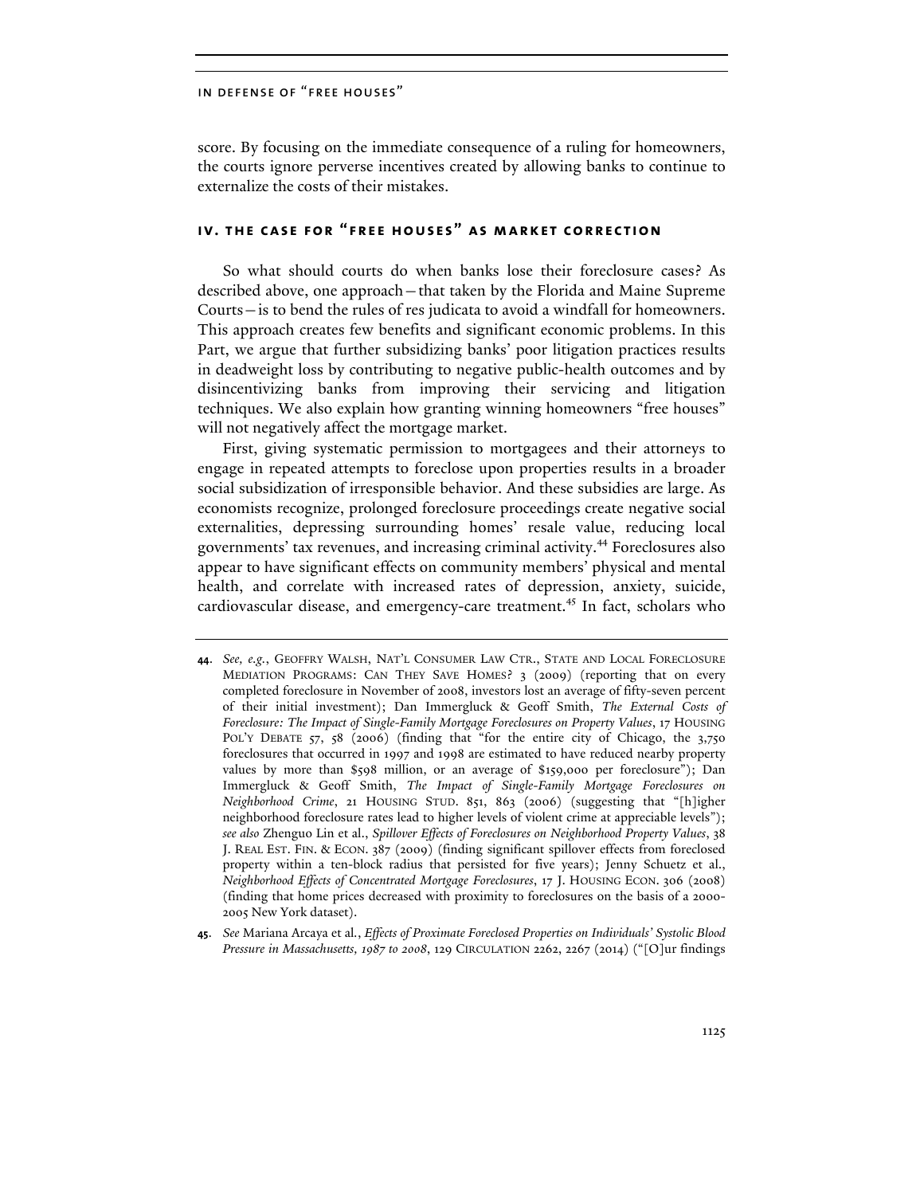score. By focusing on the immediate consequence of a ruling for homeowners, the courts ignore perverse incentives created by allowing banks to continue to externalize the costs of their mistakes.

## IV. THE CASE FOR "FREE HOUSES" AS MARKET CORRECTION

So what should courts do when banks lose their foreclosure cases? As described above, one approach—that taken by the Florida and Maine Supreme Courts—is to bend the rules of res judicata to avoid a windfall for homeowners. This approach creates few benefits and significant economic problems. In this Part, we argue that further subsidizing banks' poor litigation practices results in deadweight loss by contributing to negative public-health outcomes and by disincentivizing banks from improving their servicing and litigation techniques. We also explain how granting winning homeowners "free houses" will not negatively affect the mortgage market.

First, giving systematic permission to mortgagees and their attorneys to engage in repeated attempts to foreclose upon properties results in a broader social subsidization of irresponsible behavior. And these subsidies are large. As economists recognize, prolonged foreclosure proceedings create negative social externalities, depressing surrounding homes' resale value, reducing local governments' tax revenues, and increasing criminal activity.[44] Foreclosures also appear to have significant effects on community members' physical and mental health, and correlate with increased rates of depression, anxiety, suicide, cardiovascular disease, and emergency-care treatment.[45] In fact, scholars who

---

44. *See, e.g.*, GEOFFRY WALSH, NAT'L CONSUMER LAW CTR., STATE AND LOCAL FORECLOSURE MEDIATION PROGRAMS: CAN THEY SAVE HOMES? 3 (2009) (reporting that on every completed foreclosure in November of 2008, investors lost an average of fifty-seven percent of their initial investment); Dan Immergluck & Geoff Smith, *The External Costs of Foreclosure: The Impact of Single-Family Mortgage Foreclosures on Property Values*, 17 HOUSING POL'Y DEBATE 57, 58 (2006) (finding that "for the entire city of Chicago, the 3,750 foreclosures that occurred in 1997 and 1998 are estimated to have reduced nearby property values by more than $598 million, or an average of $159,000 per foreclosure"); Dan Immergluck & Geoff Smith, *The Impact of Single-Family Mortgage Foreclosures on Neighborhood Crime*, 21 HOUSING STUD. 851, 863 (2006) (suggesting that "[h]igher neighborhood foreclosure rates lead to higher levels of violent crime at appreciable levels"); *see also* Zhenguo Lin et al., *Spillover Effects of Foreclosures on Neighborhood Property Values*, 38 J. REAL EST. FIN. & ECON. 387 (2009) (finding significant spillover effects from foreclosed property within a ten-block radius that persisted for five years); Jenny Schuetz et al., *Neighborhood Effects of Concentrated Mortgage Foreclosures*, 17 J. HOUSING ECON. 306 (2008) (finding that home prices decreased with proximity to foreclosures on the basis of a 2000-2005 New York dataset).

45. *See* Mariana Arcaya et al., *Effects of Proximate Foreclosed Properties on Individuals' Systolic Blood Pressure in Massachusetts, 1987 to 2008*, 129 CIRCULATION 2262, 2267 (2014) ("[O]ur findings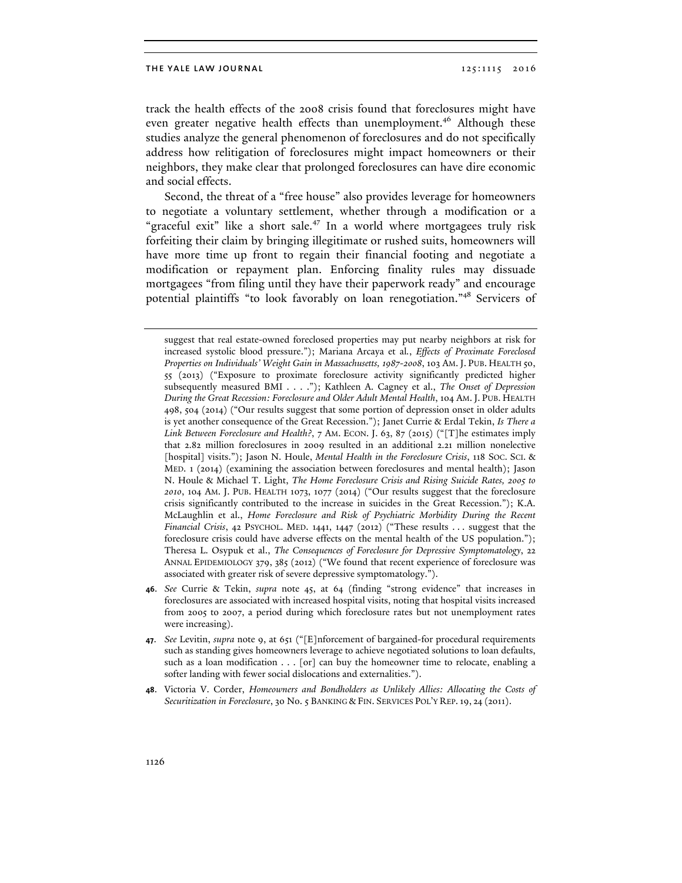track the health effects of the 2008 crisis found that foreclosures might have even greater negative health effects than unemployment.[46] Although these studies analyze the general phenomenon of foreclosures and do not specifically address how relitigation of foreclosures might impact homeowners or their neighbors, they make clear that prolonged foreclosures can have dire economic and social effects.

Second, the threat of a "free house" also provides leverage for homeowners to negotiate a voluntary settlement, whether through a modification or a "graceful exit" like a short sale.[47] In a world where mortgagees truly risk forfeiting their claim by bringing illegitimate or rushed suits, homeowners will have more time up front to regain their financial footing and negotiate a modification or repayment plan. Enforcing finality rules may dissuade mortgagees "from filing until they have their paperwork ready" and encourage potential plaintiffs "to look favorably on loan renegotiation."[48] Servicers of

---

suggest that real estate-owned foreclosed properties may put nearby neighbors at risk for increased systolic blood pressure."); Mariana Arcaya et al., *Effects of Proximate Foreclosed Properties on Individuals' Weight Gain in Massachusetts, 1987-2008*, 103 AM. J. PUB. HEALTH 50, 55 (2013) ("Exposure to proximate foreclosure activity significantly predicted higher subsequently measured BMI . . . ."); Kathleen A. Cagney et al., *The Onset of Depression During the Great Recession: Foreclosure and Older Adult Mental Health*, 104 AM. J. PUB. HEALTH 498, 504 (2014) ("Our results suggest that some portion of depression onset in older adults is yet another consequence of the Great Recession."); Janet Currie & Erdal Tekin, *Is There a Link Between Foreclosure and Health?*, 7 AM. ECON. J. 63, 87 (2015) ("[T]he estimates imply that 2.82 million foreclosures in 2009 resulted in an additional 2.21 million nonelective [hospital] visits."); Jason N. Houle, *Mental Health in the Foreclosure Crisis*, 118 SOC. SCI. & MED. 1 (2014) (examining the association between foreclosures and mental health); Jason N. Houle & Michael T. Light, *The Home Foreclosure Crisis and Rising Suicide Rates, 2005 to 2010*, 104 AM. J. PUB. HEALTH 1073, 1077 (2014) ("Our results suggest that the foreclosure crisis significantly contributed to the increase in suicides in the Great Recession."); K.A. McLaughlin et al., *Home Foreclosure and Risk of Psychiatric Morbidity During the Recent Financial Crisis*, 42 PSYCHOL. MED. 1441, 1447 (2012) ("These results . . . suggest that the foreclosure crisis could have adverse effects on the mental health of the US population."); Theresa L. Osypuk et al., *The Consequences of Foreclosure for Depressive Symptomatology*, 22 ANNAL EPIDEMIOLOGY 379, 385 (2012) ("We found that recent experience of foreclosure was associated with greater risk of severe depressive symptomatology.").

46. *See* Currie & Tekin, *supra* note 45, at 64 (finding "strong evidence" that increases in foreclosures are associated with increased hospital visits, noting that hospital visits increased from 2005 to 2007, a period during which foreclosure rates but not unemployment rates were increasing).

47. *See* Levitin, *supra* note 9, at 651 ("[E]nforcement of bargained-for procedural requirements such as standing gives homeowners leverage to achieve negotiated solutions to loan defaults, such as a loan modification . . . [or] can buy the homeowner time to relocate, enabling a softer landing with fewer social dislocations and externalities.").

48. Victoria V. Corder, *Homeowners and Bondholders as Unlikely Allies: Allocating the Costs of Securitization in Foreclosure*, 30 No. 5 BANKING & FIN. SERVICES POL'Y REP. 19, 24 (2011).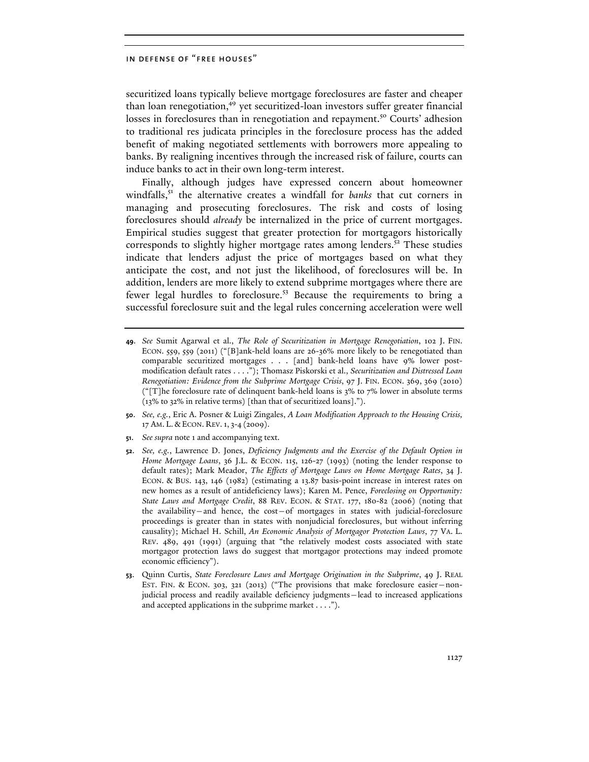securitized loans typically believe mortgage foreclosures are faster and cheaper than loan renegotiation,[49] yet securitized-loan investors suffer greater financial losses in foreclosures than in renegotiation and repayment.[50] Courts' adhesion to traditional res judicata principles in the foreclosure process has the added benefit of making negotiated settlements with borrowers more appealing to banks. By realigning incentives through the increased risk of failure, courts can induce banks to act in their own long-term interest.

Finally, although judges have expressed concern about homeowner windfalls,[51] the alternative creates a windfall for *banks* that cut corners in managing and prosecuting foreclosures. The risk and costs of losing foreclosures should *already* be internalized in the price of current mortgages. Empirical studies suggest that greater protection for mortgagors historically corresponds to slightly higher mortgage rates among lenders.[52] These studies indicate that lenders adjust the price of mortgages based on what they anticipate the cost, and not just the likelihood, of foreclosures will be. In addition, lenders are more likely to extend subprime mortgages where there are fewer legal hurdles to foreclosure.[53] Because the requirements to bring a successful foreclosure suit and the legal rules concerning acceleration were well

---

**49.** *See* Sumit Agarwal et al., *The Role of Securitization in Mortgage Renegotiation*, 102 J. FIN. ECON. 559, 559 (2011) ("[B]ank-held loans are 26-36% more likely to be renegotiated than comparable securitized mortgages . . . [and] bank-held loans have 9% lower post-modification default rates . . . ."); Thomasz Piskorski et al., *Securitization and Distressed Loan Renegotiation: Evidence from the Subprime Mortgage Crisis*, 97 J. FIN. ECON. 369, 369 (2010) ("[T]he foreclosure rate of delinquent bank-held loans is 3% to 7% lower in absolute terms (13% to 32% in relative terms) [than that of securitized loans].").

**50.** *See, e.g.*, Eric A. Posner & Luigi Zingales, *A Loan Modification Approach to the Housing Crisis,* 17 AM. L. & ECON. REV. 1, 3-4 (2009).

**51.** *See supra* note 1 and accompanying text.

**52.** *See, e.g.*, Lawrence D. Jones, *Deficiency Judgments and the Exercise of the Default Option in Home Mortgage Loans*, 36 J.L. & ECON. 115, 126-27 (1993) (noting the lender response to default rates); Mark Meador, *The Effects of Mortgage Laws on Home Mortgage Rates*, 34 J. ECON. & BUS. 143, 146 (1982) (estimating a 13.87 basis-point increase in interest rates on new homes as a result of antideficiency laws); Karen M. Pence, *Foreclosing on Opportunity: State Laws and Mortgage Credit*, 88 REV. ECON. & STAT. 177, 180-82 (2006) (noting that the availability—and hence, the cost—of mortgages in states with judicial-foreclosure proceedings is greater than in states with nonjudicial foreclosures, but without inferring causality); Michael H. Schill, *An Economic Analysis of Mortgagor Protection Laws*, 77 VA. L. REV. 489, 491 (1991) (arguing that "the relatively modest costs associated with state mortgagor protection laws do suggest that mortgagor protections may indeed promote economic efficiency").

**53.** Quinn Curtis, *State Foreclosure Laws and Mortgage Origination in the Subprime*, 49 J. REAL EST. FIN. & ECON. 303, 321 (2013) ("The provisions that make foreclosure easier—non-judicial process and readily available deficiency judgments—lead to increased applications and accepted applications in the subprime market . . . .").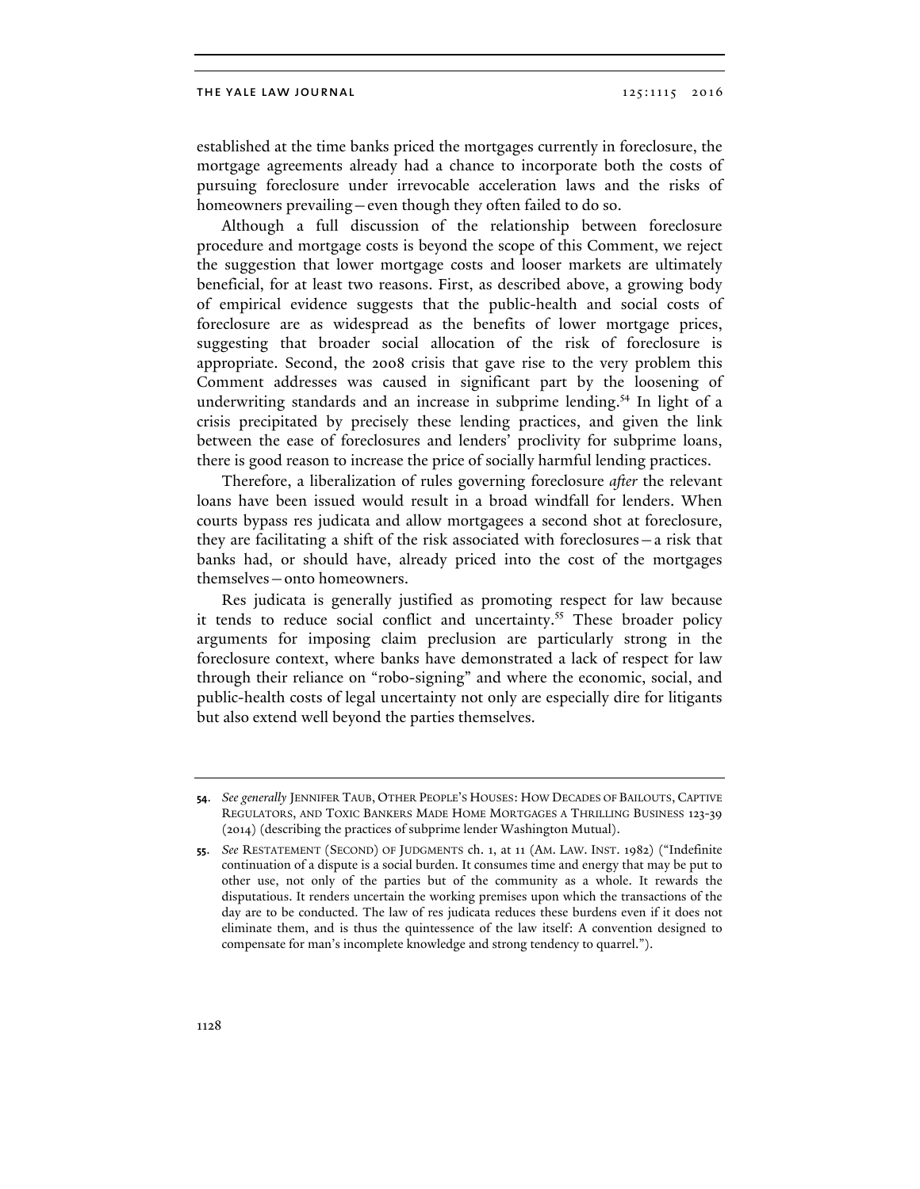established at the time banks priced the mortgages currently in foreclosure, the mortgage agreements already had a chance to incorporate both the costs of pursuing foreclosure under irrevocable acceleration laws and the risks of homeowners prevailing—even though they often failed to do so.

Although a full discussion of the relationship between foreclosure procedure and mortgage costs is beyond the scope of this Comment, we reject the suggestion that lower mortgage costs and looser markets are ultimately beneficial, for at least two reasons. First, as described above, a growing body of empirical evidence suggests that the public-health and social costs of foreclosure are as widespread as the benefits of lower mortgage prices, suggesting that broader social allocation of the risk of foreclosure is appropriate. Second, the 2008 crisis that gave rise to the very problem this Comment addresses was caused in significant part by the loosening of underwriting standards and an increase in subprime lending.[54] In light of a crisis precipitated by precisely these lending practices, and given the link between the ease of foreclosures and lenders' proclivity for subprime loans, there is good reason to increase the price of socially harmful lending practices.

Therefore, a liberalization of rules governing foreclosure *after* the relevant loans have been issued would result in a broad windfall for lenders. When courts bypass res judicata and allow mortgagees a second shot at foreclosure, they are facilitating a shift of the risk associated with foreclosures—a risk that banks had, or should have, already priced into the cost of the mortgages themselves—onto homeowners.

Res judicata is generally justified as promoting respect for law because it tends to reduce social conflict and uncertainty.[55] These broader policy arguments for imposing claim preclusion are particularly strong in the foreclosure context, where banks have demonstrated a lack of respect for law through their reliance on "robo-signing" and where the economic, social, and public-health costs of legal uncertainty not only are especially dire for litigants but also extend well beyond the parties themselves.

---

**54.** *See generally* JENNIFER TAUB, OTHER PEOPLE'S HOUSES: HOW DECADES OF BAILOUTS, CAPTIVE REGULATORS, AND TOXIC BANKERS MADE HOME MORTGAGES A THRILLING BUSINESS 123-39 (2014) (describing the practices of subprime lender Washington Mutual).

**55.** *See* RESTATEMENT (SECOND) OF JUDGMENTS ch. 1, at 11 (AM. LAW. INST. 1982) ("Indefinite continuation of a dispute is a social burden. It consumes time and energy that may be put to other use, not only of the parties but of the community as a whole. It rewards the disputatious. It renders uncertain the working premises upon which the transactions of the day are to be conducted. The law of res judicata reduces these burdens even if it does not eliminate them, and is thus the quintessence of the law itself: A convention designed to compensate for man's incomplete knowledge and strong tendency to quarrel.").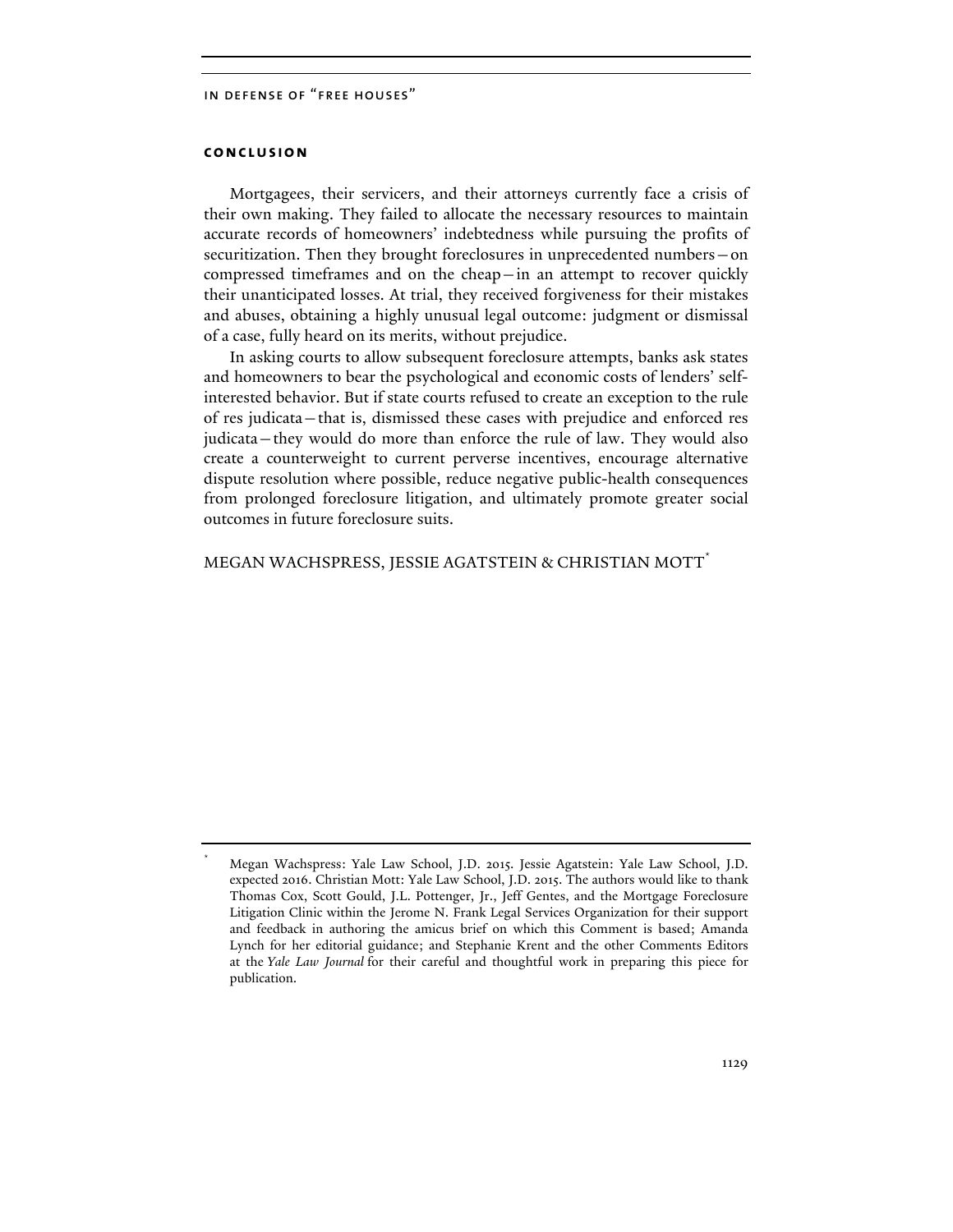## CONCLUSION

Mortgagees, their servicers, and their attorneys currently face a crisis of their own making. They failed to allocate the necessary resources to maintain accurate records of homeowners' indebtedness while pursuing the profits of securitization. Then they brought foreclosures in unprecedented numbers—on compressed timeframes and on the cheap—in an attempt to recover quickly their unanticipated losses. At trial, they received forgiveness for their mistakes and abuses, obtaining a highly unusual legal outcome: judgment or dismissal of a case, fully heard on its merits, without prejudice.

In asking courts to allow subsequent foreclosure attempts, banks ask states and homeowners to bear the psychological and economic costs of lenders' self-interested behavior. But if state courts refused to create an exception to the rule of res judicata—that is, dismissed these cases with prejudice and enforced res judicata—they would do more than enforce the rule of law. They would also create a counterweight to current perverse incentives, encourage alternative dispute resolution where possible, reduce negative public-health consequences from prolonged foreclosure litigation, and ultimately promote greater social outcomes in future foreclosure suits.

MEGAN WACHSPRESS, JESSIE AGATSTEIN & CHRISTIAN MOTT[*]

---

[*] Megan Wachspress: Yale Law School, J.D. 2015. Jessie Agatstein: Yale Law School, J.D. expected 2016. Christian Mott: Yale Law School, J.D. 2015. The authors would like to thank Thomas Cox, Scott Gould, J.L. Pottenger, Jr., Jeff Gentes, and the Mortgage Foreclosure Litigation Clinic within the Jerome N. Frank Legal Services Organization for their support and feedback in authoring the amicus brief on which this Comment is based; Amanda Lynch for her editorial guidance; and Stephanie Krent and the other Comments Editors at the *Yale Law Journal* for their careful and thoughtful work in preparing this piece for publication.